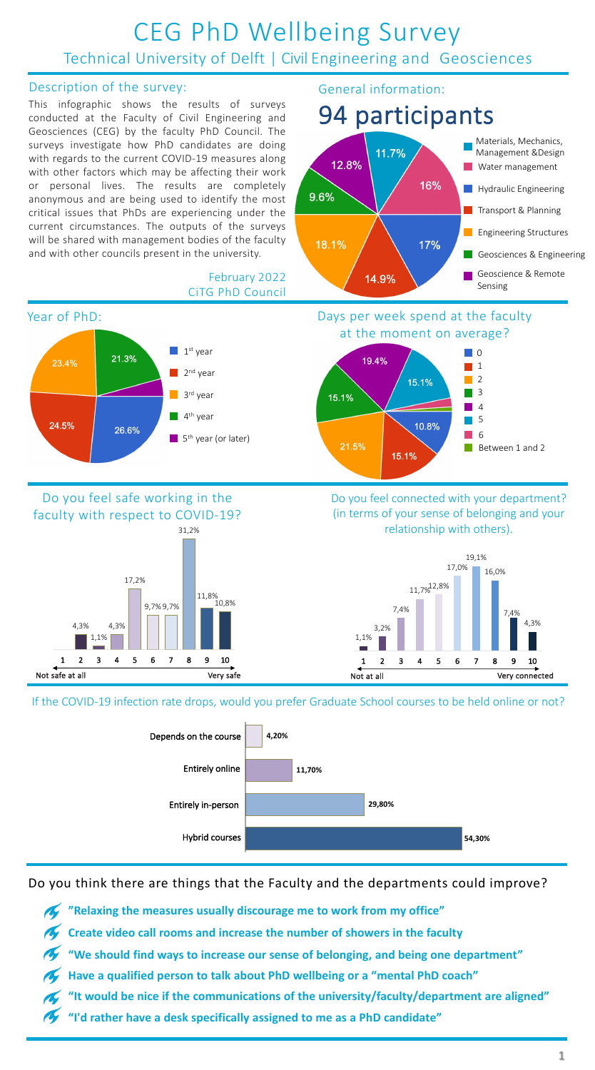# CEG PhD Wellbeing Survey

## Technical University of Delft | Civil Engineering and Geosciences

### Description of the survey:

This infographic shows the results of surveys conducted at the Faculty of Civil Engineering and Geosciences (CEG) by the faculty PhD Council. The surveys investigate how PhD candidates are doing with regards to the current COVID-19 measures along with other factors which may be affecting their work or personal lives. The results are completely anonymous and are being used to identify the most critical issues that PhDs are experiencing under the current circumstances. The outputs of the surveys will be shared with management bodies of the faculty and with other councils present in the university.

February 2022
CiTG PhD Council

### General information:

## 94 participants

| Department | Percentage |
| --- | --- |
| Materials, Mechanics, Management &Design | 11.7% |
| Water management | 16% |
| Hydraulic Engineering | 17% |
| Transport & Planning | 14.9% |
| Engineering Structures | 18.1% |
| Geosciences & Engineering | 9.6% |
| Geoscience & Remote Sensing | 12.8% |

### Year of PhD:

| Year | Percentage |
| --- | --- |
| 1st year | 26.6% |
| 2nd year | 24.5% |
| 3rd year | 23.4% |
| 4th year | 21.3% |
| 5th year (or later) | |

### Days per week spend at the faculty at the moment on average?

| Days | Percentage |
| --- | --- |
| 0 | 10.8% |
| 1 | 15.1% |
| 2 | 21.5% |
| 3 | 15.1% |
| 4 | 19.4% |
| 5 | 15.1% |
| 6 | |
| Between 1 and 2 | |

### Do you feel safe working in the faculty with respect to COVID-19?

(1 = Not safe at all, 10 = Very safe)

| 1 | 2 | 3 | 4 | 5 | 6 | 7 | 8 | 9 | 10 |
| --- | --- | --- | --- | --- | --- | --- | --- | --- | --- |
| | 4,3% | 1,1% | 4,3% | 17,2% | 9,7% | 9,7% | 31,2% | 11,8% | 10,8% |

### Do you feel connected with your department? (in terms of your sense of belonging and your relationship with others).

(1 = Not at all, 10 = Very connected)

| 1 | 2 | 3 | 4 | 5 | 6 | 7 | 8 | 9 | 10 |
| --- | --- | --- | --- | --- | --- | --- | --- | --- | --- |
| 1,1% | 3,2% | 7,4% | 11,7% | 12,8% | 17,0% | 19,1% | 16,0% | 7,4% | 4,3% |

### If the COVID-19 infection rate drops, would you prefer Graduate School courses to be held online or not?

| Option | Percentage |
| --- | --- |
| Depends on the course | 4,20% |
| Entirely online | 11,70% |
| Entirely in-person | 29,80% |
| Hybrid courses | 54,30% |

### Do you think there are things that the Faculty and the departments could improve?

- **"Relaxing the measures usually discourage me to work from my office"**
- **Create video call rooms and increase the number of showers in the faculty**
- **"We should find ways to increase our sense of belonging, and being one department"**
- **Have a qualified person to talk about PhD wellbeing or a "mental PhD coach"**
- **"It would be nice if the communications of the university/faculty/department are aligned"**
- **"I'd rather have a desk specifically assigned to me as a PhD candidate"**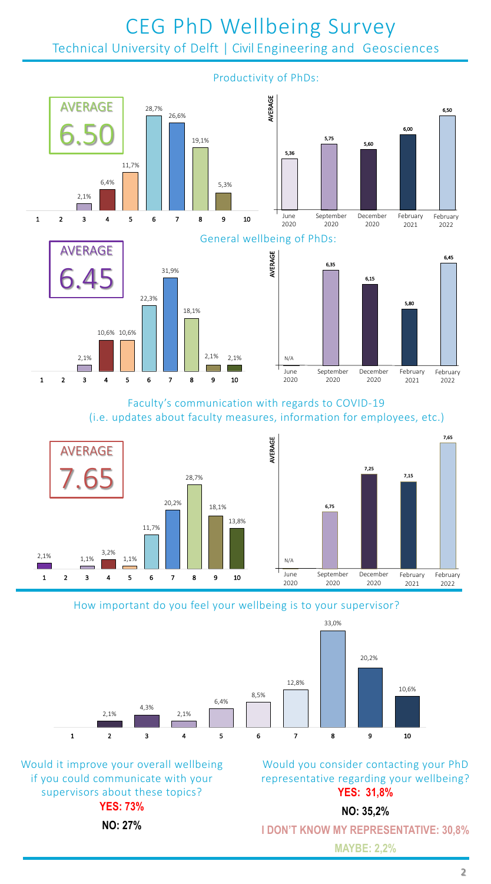# CEG PhD Wellbeing Survey

## Technical University of Delft | Civil Engineering and Geosciences

### Productivity of PhDs:

AVERAGE

6.50

2,1%
6,4%
11,7%
28,7%
26,6%
19,1%
5,3%

1 2 3 4 5 6 7 8 9 10

AVERAGE

5,36
5,75
5,60
6,00
6,50

June 2020
September 2020
December 2020
February 2021
February 2022

### General wellbeing of PhDs:

AVERAGE

6.45

2,1%
10,6% 10,6%
22,3%
31,9%
18,1%
2,1% 2,1%

1 2 3 4 5 6 7 8 9 10

AVERAGE

N/A
6,35
6,15
5,80
6,45

June 2020
September 2020
December 2020
February 2021
February 2022

### Faculty's communication with regards to COVID-19 (i.e. updates about faculty measures, information for employees, etc.)

AVERAGE

7.65

2,1%
1,1%
3,2%
1,1%
11,7%
20,2%
28,7%
18,1%
13,8%

1 2 3 4 5 6 7 8 9 10

AVERAGE

N/A
6,75
7,25
7,15
7,65

June 2020
September 2020
December 2020
February 2021
February 2022

### How important do you feel your wellbeing is to your supervisor?

2,1%
4,3%
2,1%
6,4%
8,5%
12,8%
33,0%
20,2%
10,6%

1 2 3 4 5 6 7 8 9 10

### Would it improve your overall wellbeing if you could communicate with your supervisors about these topics?

**YES: 73%**

**NO: 27%**

### Would you consider contacting your PhD representative regarding your wellbeing?

**YES: 31,8%**

**NO: 35,2%**

**I DON'T KNOW MY REPRESENTATIVE: 30,8%**

**MAYBE: 2,2%**